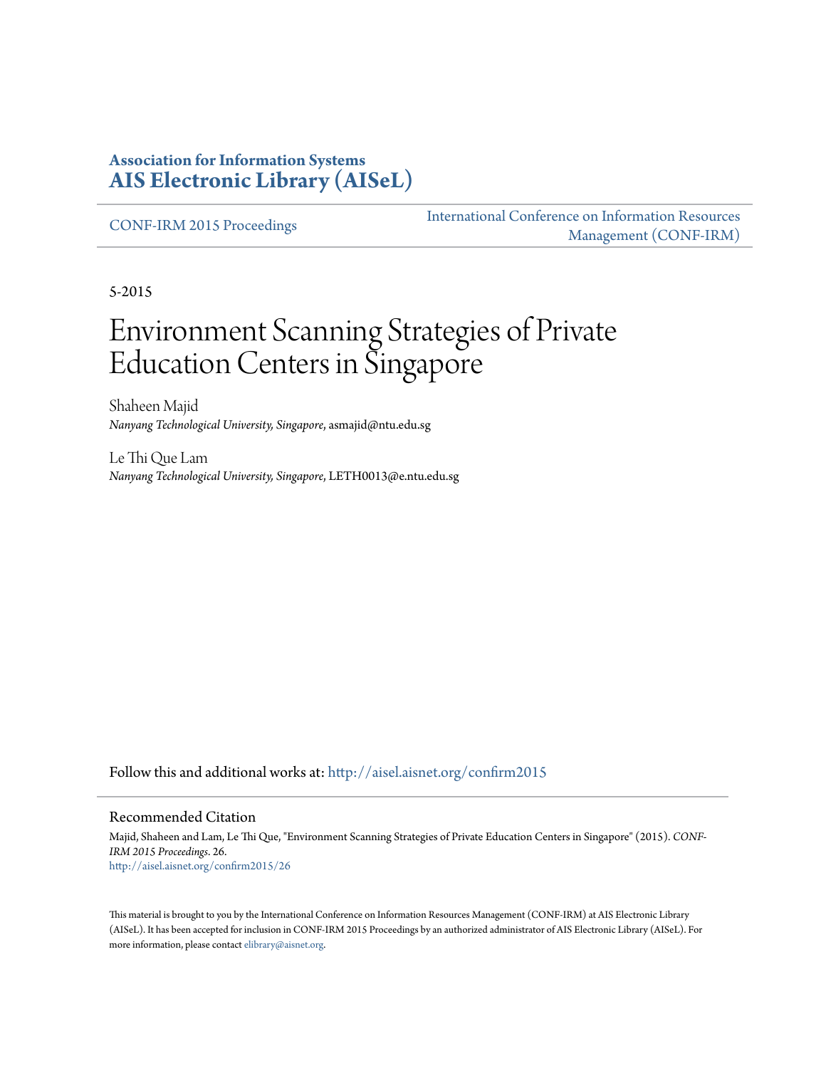**Association for Information Systems**
**AIS Electronic Library (AISeL)**

CONF-IRM 2015 Proceedings

International Conference on Information Resources Management (CONF-IRM)

5-2015

# Environment Scanning Strategies of Private Education Centers in Singapore

Shaheen Majid
*Nanyang Technological University, Singapore*, asmajid@ntu.edu.sg

Le Thi Que Lam
*Nanyang Technological University, Singapore*, LETH0013@e.ntu.edu.sg

Follow this and additional works at: http://aisel.aisnet.org/confirm2015

## Recommended Citation

Majid, Shaheen and Lam, Le Thi Que, "Environment Scanning Strategies of Private Education Centers in Singapore" (2015). *CONF-IRM 2015 Proceedings*. 26.
http://aisel.aisnet.org/confirm2015/26

This material is brought to you by the International Conference on Information Resources Management (CONF-IRM) at AIS Electronic Library (AISeL). It has been accepted for inclusion in CONF-IRM 2015 Proceedings by an authorized administrator of AIS Electronic Library (AISeL). For more information, please contact elibrary@aisnet.org.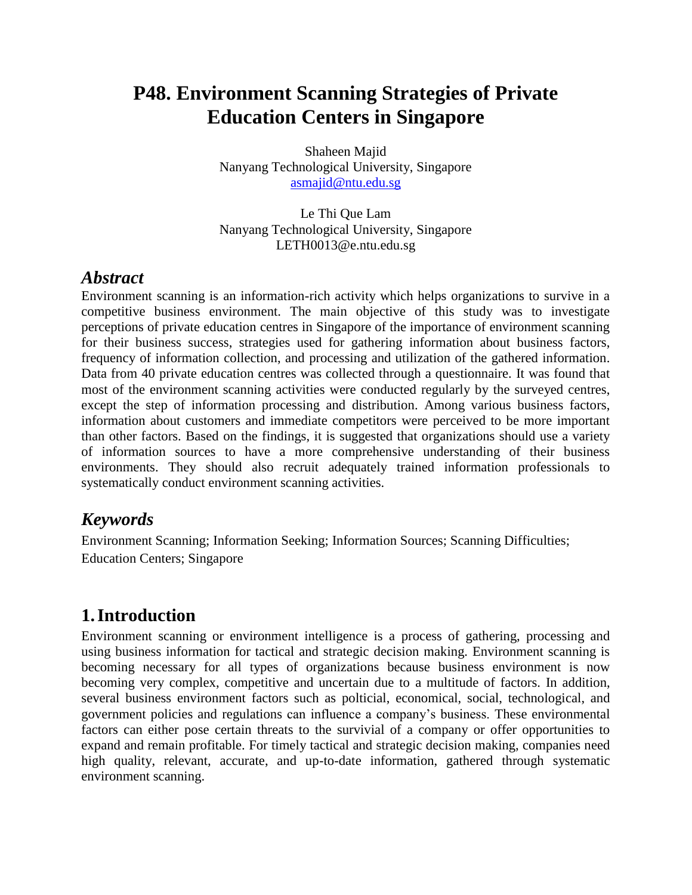# P48. Environment Scanning Strategies of Private Education Centers in Singapore

Shaheen Majid
Nanyang Technological University, Singapore
asmajid@ntu.edu.sg

Le Thi Que Lam
Nanyang Technological University, Singapore
LETH0013@e.ntu.edu.sg

## *Abstract*

Environment scanning is an information-rich activity which helps organizations to survive in a competitive business environment. The main objective of this study was to investigate perceptions of private education centres in Singapore of the importance of environment scanning for their business success, strategies used for gathering information about business factors, frequency of information collection, and processing and utilization of the gathered information. Data from 40 private education centres was collected through a questionnaire. It was found that most of the environment scanning activities were conducted regularly by the surveyed centres, except the step of information processing and distribution. Among various business factors, information about customers and immediate competitors were perceived to be more important than other factors. Based on the findings, it is suggested that organizations should use a variety of information sources to have a more comprehensive understanding of their business environments. They should also recruit adequately trained information professionals to systematically conduct environment scanning activities.

## *Keywords*

Environment Scanning; Information Seeking; Information Sources; Scanning Difficulties; Education Centers; Singapore

## 1. Introduction

Environment scanning or environment intelligence is a process of gathering, processing and using business information for tactical and strategic decision making. Environment scanning is becoming necessary for all types of organizations because business environment is now becoming very complex, competitive and uncertain due to a multitude of factors. In addition, several business environment factors such as polticial, economical, social, technological, and government policies and regulations can influence a company's business. These environmental factors can either pose certain threats to the survivial of a company or offer opportunities to expand and remain profitable. For timely tactical and strategic decision making, companies need high quality, relevant, accurate, and up-to-date information, gathered through systematic environment scanning.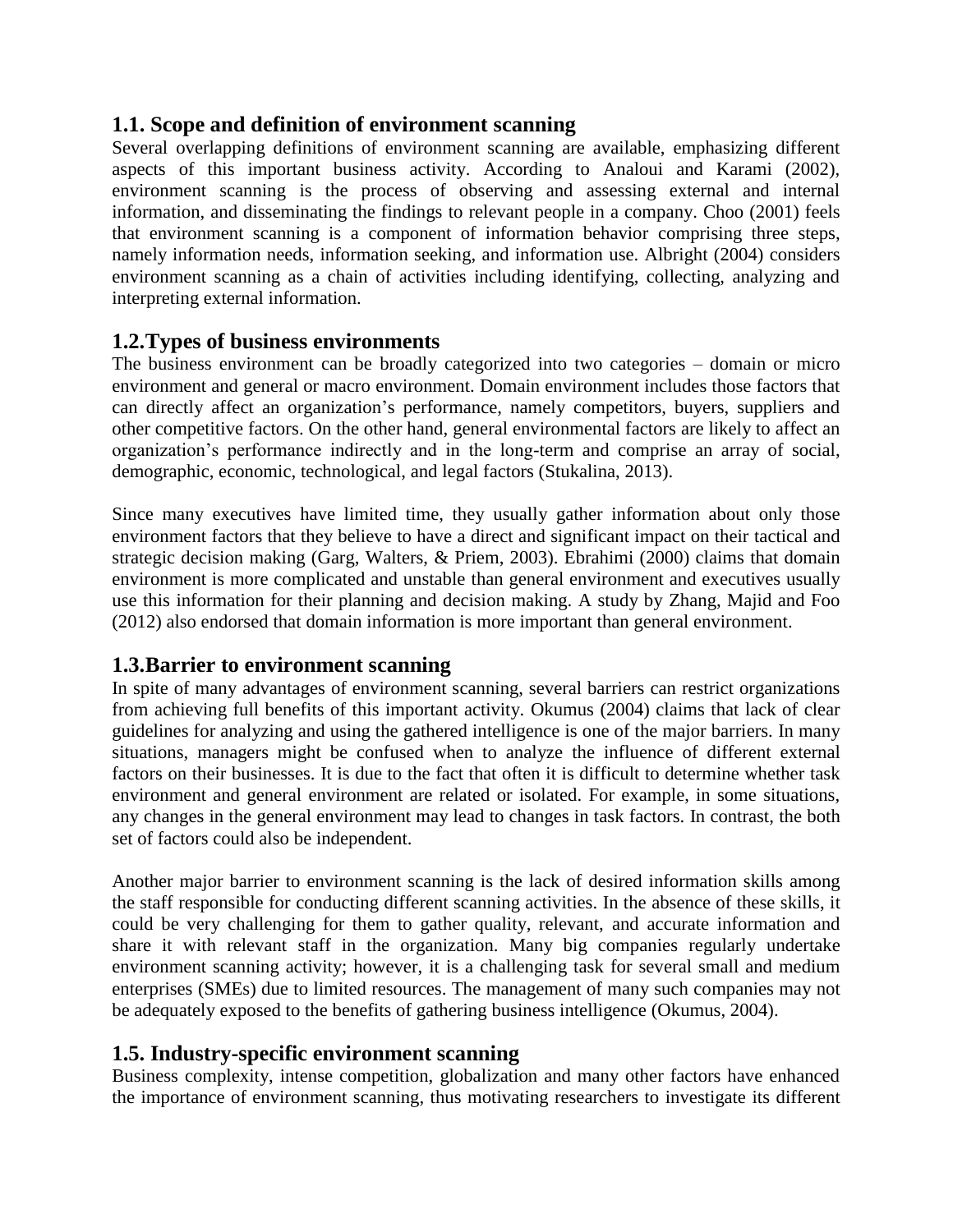## 1.1. Scope and definition of environment scanning

Several overlapping definitions of environment scanning are available, emphasizing different aspects of this important business activity. According to Analoui and Karami (2002), environment scanning is the process of observing and assessing external and internal information, and disseminating the findings to relevant people in a company. Choo (2001) feels that environment scanning is a component of information behavior comprising three steps, namely information needs, information seeking, and information use. Albright (2004) considers environment scanning as a chain of activities including identifying, collecting, analyzing and interpreting external information.

## 1.2.Types of business environments

The business environment can be broadly categorized into two categories – domain or micro environment and general or macro environment. Domain environment includes those factors that can directly affect an organization's performance, namely competitors, buyers, suppliers and other competitive factors. On the other hand, general environmental factors are likely to affect an organization's performance indirectly and in the long-term and comprise an array of social, demographic, economic, technological, and legal factors (Stukalina, 2013).

Since many executives have limited time, they usually gather information about only those environment factors that they believe to have a direct and significant impact on their tactical and strategic decision making (Garg, Walters, & Priem, 2003). Ebrahimi (2000) claims that domain environment is more complicated and unstable than general environment and executives usually use this information for their planning and decision making. A study by Zhang, Majid and Foo (2012) also endorsed that domain information is more important than general environment.

## 1.3.Barrier to environment scanning

In spite of many advantages of environment scanning, several barriers can restrict organizations from achieving full benefits of this important activity. Okumus (2004) claims that lack of clear guidelines for analyzing and using the gathered intelligence is one of the major barriers. In many situations, managers might be confused when to analyze the influence of different external factors on their businesses. It is due to the fact that often it is difficult to determine whether task environment and general environment are related or isolated. For example, in some situations, any changes in the general environment may lead to changes in task factors. In contrast, the both set of factors could also be independent.

Another major barrier to environment scanning is the lack of desired information skills among the staff responsible for conducting different scanning activities. In the absence of these skills, it could be very challenging for them to gather quality, relevant, and accurate information and share it with relevant staff in the organization. Many big companies regularly undertake environment scanning activity; however, it is a challenging task for several small and medium enterprises (SMEs) due to limited resources. The management of many such companies may not be adequately exposed to the benefits of gathering business intelligence (Okumus, 2004).

## 1.5. Industry-specific environment scanning

Business complexity, intense competition, globalization and many other factors have enhanced the importance of environment scanning, thus motivating researchers to investigate its different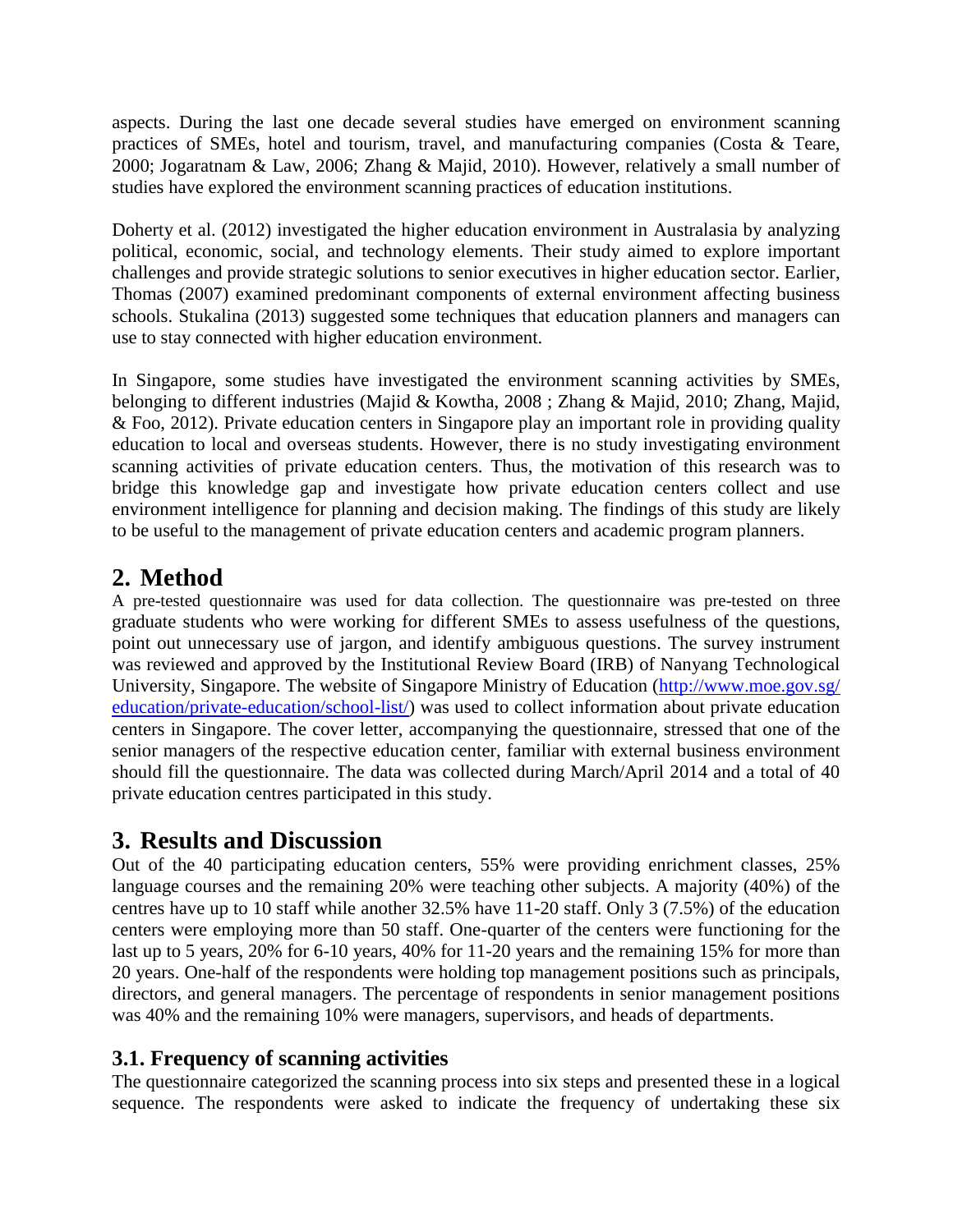aspects. During the last one decade several studies have emerged on environment scanning practices of SMEs, hotel and tourism, travel, and manufacturing companies (Costa & Teare, 2000; Jogaratnam & Law, 2006; Zhang & Majid, 2010). However, relatively a small number of studies have explored the environment scanning practices of education institutions.

Doherty et al. (2012) investigated the higher education environment in Australasia by analyzing political, economic, social, and technology elements. Their study aimed to explore important challenges and provide strategic solutions to senior executives in higher education sector. Earlier, Thomas (2007) examined predominant components of external environment affecting business schools. Stukalina (2013) suggested some techniques that education planners and managers can use to stay connected with higher education environment.

In Singapore, some studies have investigated the environment scanning activities by SMEs, belonging to different industries (Majid & Kowtha, 2008 ; Zhang & Majid, 2010; Zhang, Majid, & Foo, 2012). Private education centers in Singapore play an important role in providing quality education to local and overseas students. However, there is no study investigating environment scanning activities of private education centers. Thus, the motivation of this research was to bridge this knowledge gap and investigate how private education centers collect and use environment intelligence for planning and decision making. The findings of this study are likely to be useful to the management of private education centers and academic program planners.

## 2. Method

A pre-tested questionnaire was used for data collection. The questionnaire was pre-tested on three graduate students who were working for different SMEs to assess usefulness of the questions, point out unnecessary use of jargon, and identify ambiguous questions. The survey instrument was reviewed and approved by the Institutional Review Board (IRB) of Nanyang Technological University, Singapore. The website of Singapore Ministry of Education (http://www.moe.gov.sg/education/private-education/school-list/) was used to collect information about private education centers in Singapore. The cover letter, accompanying the questionnaire, stressed that one of the senior managers of the respective education center, familiar with external business environment should fill the questionnaire. The data was collected during March/April 2014 and a total of 40 private education centres participated in this study.

## 3. Results and Discussion

Out of the 40 participating education centers, 55% were providing enrichment classes, 25% language courses and the remaining 20% were teaching other subjects. A majority (40%) of the centres have up to 10 staff while another 32.5% have 11-20 staff. Only 3 (7.5%) of the education centers were employing more than 50 staff. One-quarter of the centers were functioning for the last up to 5 years, 20% for 6-10 years, 40% for 11-20 years and the remaining 15% for more than 20 years. One-half of the respondents were holding top management positions such as principals, directors, and general managers. The percentage of respondents in senior management positions was 40% and the remaining 10% were managers, supervisors, and heads of departments.

### 3.1. Frequency of scanning activities

The questionnaire categorized the scanning process into six steps and presented these in a logical sequence. The respondents were asked to indicate the frequency of undertaking these six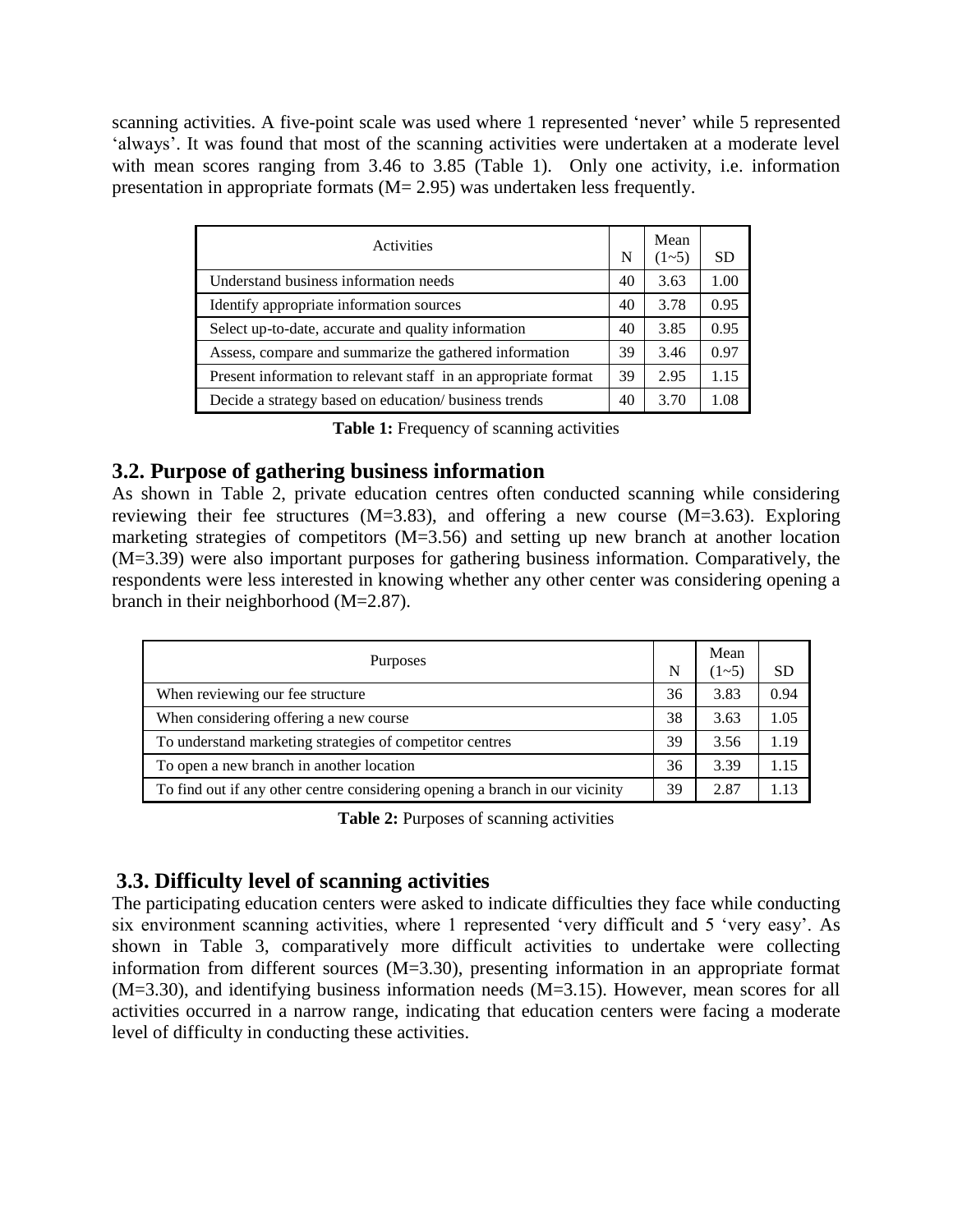scanning activities. A five-point scale was used where 1 represented 'never' while 5 represented 'always'. It was found that most of the scanning activities were undertaken at a moderate level with mean scores ranging from 3.46 to 3.85 (Table 1). Only one activity, i.e. information presentation in appropriate formats (M= 2.95) was undertaken less frequently.

| Activities | N | Mean (1~5) | SD |
|---|---|---|---|
| Understand business information needs | 40 | 3.63 | 1.00 |
| Identify appropriate information sources | 40 | 3.78 | 0.95 |
| Select up-to-date, accurate and quality information | 40 | 3.85 | 0.95 |
| Assess, compare and summarize the gathered information | 39 | 3.46 | 0.97 |
| Present information to relevant staff in an appropriate format | 39 | 2.95 | 1.15 |
| Decide a strategy based on education/ business trends | 40 | 3.70 | 1.08 |

**Table 1:** Frequency of scanning activities

## 3.2. Purpose of gathering business information

As shown in Table 2, private education centres often conducted scanning while considering reviewing their fee structures (M=3.83), and offering a new course (M=3.63). Exploring marketing strategies of competitors (M=3.56) and setting up new branch at another location (M=3.39) were also important purposes for gathering business information. Comparatively, the respondents were less interested in knowing whether any other center was considering opening a branch in their neighborhood (M=2.87).

| Purposes | N | Mean (1~5) | SD |
|---|---|---|---|
| When reviewing our fee structure | 36 | 3.83 | 0.94 |
| When considering offering a new course | 38 | 3.63 | 1.05 |
| To understand marketing strategies of competitor centres | 39 | 3.56 | 1.19 |
| To open a new branch in another location | 36 | 3.39 | 1.15 |
| To find out if any other centre considering opening a branch in our vicinity | 39 | 2.87 | 1.13 |

**Table 2:** Purposes of scanning activities

## 3.3. Difficulty level of scanning activities

The participating education centers were asked to indicate difficulties they face while conducting six environment scanning activities, where 1 represented 'very difficult and 5 'very easy'. As shown in Table 3, comparatively more difficult activities to undertake were collecting information from different sources (M=3.30), presenting information in an appropriate format (M=3.30), and identifying business information needs (M=3.15). However, mean scores for all activities occurred in a narrow range, indicating that education centers were facing a moderate level of difficulty in conducting these activities.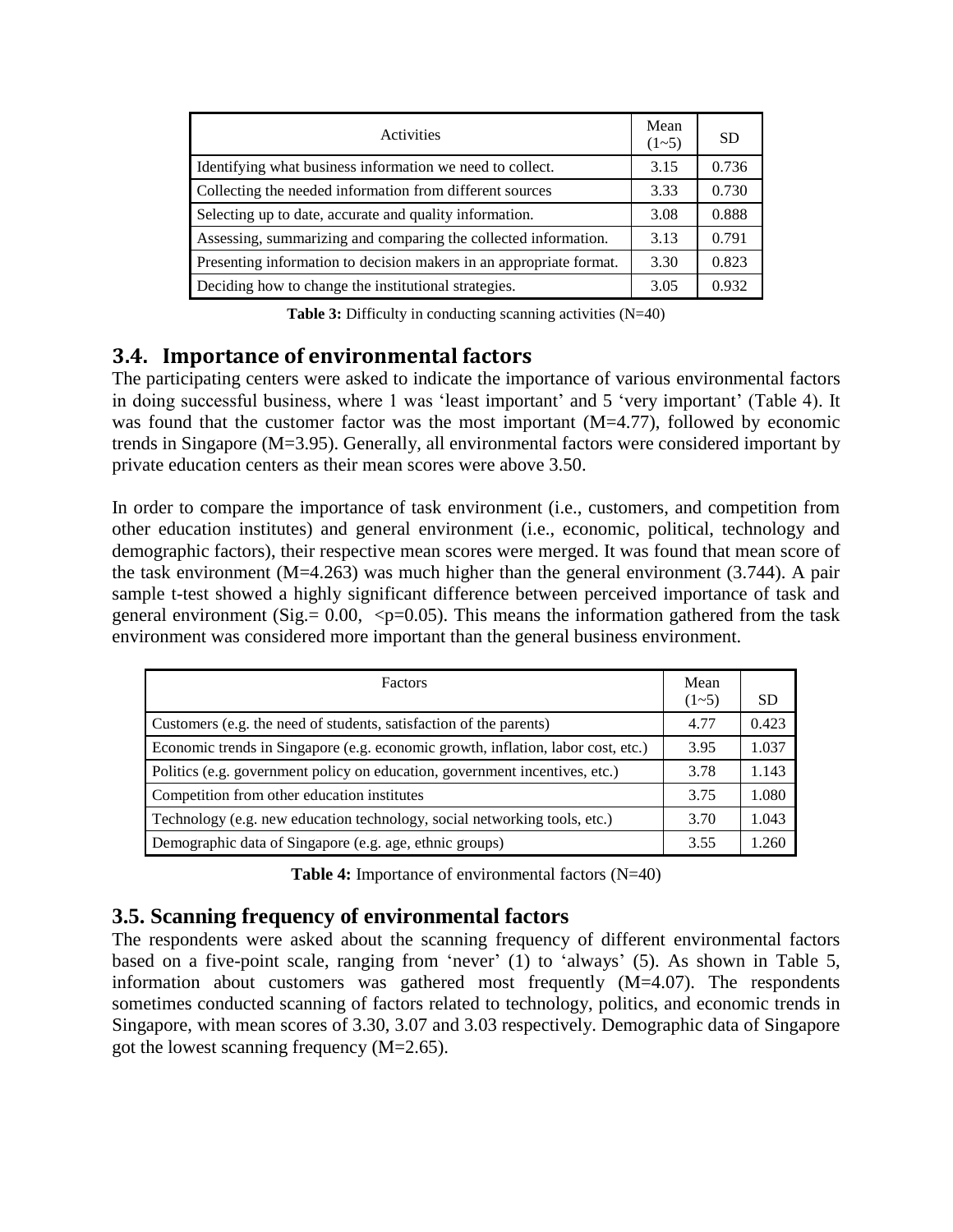| Activities | Mean (1~5) | SD |
|---|---|---|
| Identifying what business information we need to collect. | 3.15 | 0.736 |
| Collecting the needed information from different sources | 3.33 | 0.730 |
| Selecting up to date, accurate and quality information. | 3.08 | 0.888 |
| Assessing, summarizing and comparing the collected information. | 3.13 | 0.791 |
| Presenting information to decision makers in an appropriate format. | 3.30 | 0.823 |
| Deciding how to change the institutional strategies. | 3.05 | 0.932 |

**Table 3:** Difficulty in conducting scanning activities (N=40)

## 3.4. Importance of environmental factors

The participating centers were asked to indicate the importance of various environmental factors in doing successful business, where 1 was 'least important' and 5 'very important' (Table 4). It was found that the customer factor was the most important (M=4.77), followed by economic trends in Singapore (M=3.95). Generally, all environmental factors were considered important by private education centers as their mean scores were above 3.50.

In order to compare the importance of task environment (i.e., customers, and competition from other education institutes) and general environment (i.e., economic, political, technology and demographic factors), their respective mean scores were merged. It was found that mean score of the task environment (M=4.263) was much higher than the general environment (3.744). A pair sample t-test showed a highly significant difference between perceived importance of task and general environment (Sig.= 0.00, $<p=0.05$). This means the information gathered from the task environment was considered more important than the general business environment.

| Factors | Mean (1~5) | SD |
|---|---|---|
| Customers (e.g. the need of students, satisfaction of the parents) | 4.77 | 0.423 |
| Economic trends in Singapore (e.g. economic growth, inflation, labor cost, etc.) | 3.95 | 1.037 |
| Politics (e.g. government policy on education, government incentives, etc.) | 3.78 | 1.143 |
| Competition from other education institutes | 3.75 | 1.080 |
| Technology (e.g. new education technology, social networking tools, etc.) | 3.70 | 1.043 |
| Demographic data of Singapore (e.g. age, ethnic groups) | 3.55 | 1.260 |

**Table 4:** Importance of environmental factors (N=40)

## 3.5. Scanning frequency of environmental factors

The respondents were asked about the scanning frequency of different environmental factors based on a five-point scale, ranging from 'never' (1) to 'always' (5). As shown in Table 5, information about customers was gathered most frequently (M=4.07). The respondents sometimes conducted scanning of factors related to technology, politics, and economic trends in Singapore, with mean scores of 3.30, 3.07 and 3.03 respectively. Demographic data of Singapore got the lowest scanning frequency (M=2.65).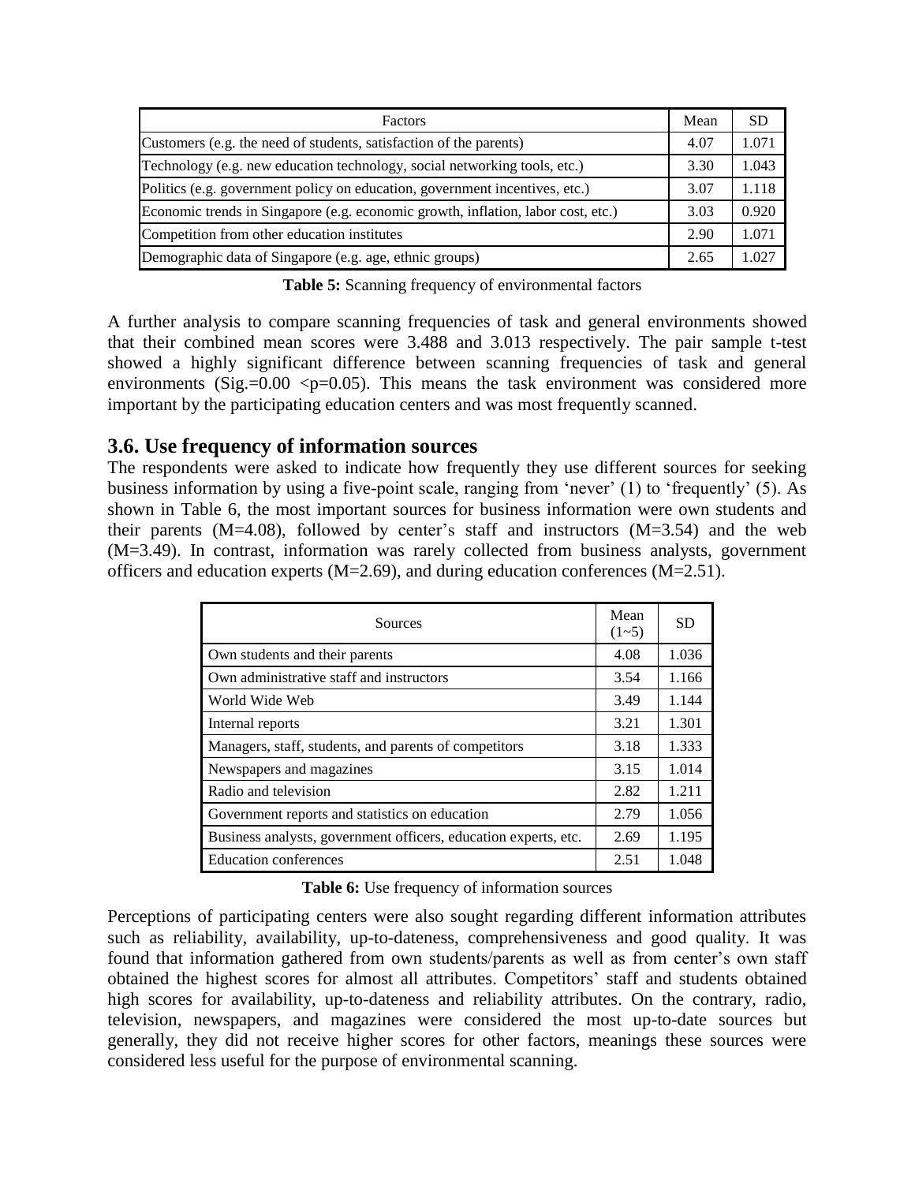| Factors | Mean | SD |
|---|---|---|
| Customers (e.g. the need of students, satisfaction of the parents) | 4.07 | 1.071 |
| Technology (e.g. new education technology, social networking tools, etc.) | 3.30 | 1.043 |
| Politics (e.g. government policy on education, government incentives, etc.) | 3.07 | 1.118 |
| Economic trends in Singapore (e.g. economic growth, inflation, labor cost, etc.) | 3.03 | 0.920 |
| Competition from other education institutes | 2.90 | 1.071 |
| Demographic data of Singapore (e.g. age, ethnic groups) | 2.65 | 1.027 |

**Table 5:** Scanning frequency of environmental factors

A further analysis to compare scanning frequencies of task and general environments showed that their combined mean scores were 3.488 and 3.013 respectively. The pair sample t-test showed a highly significant difference between scanning frequencies of task and general environments (Sig.=0.00 <p=0.05). This means the task environment was considered more important by the participating education centers and was most frequently scanned.

### 3.6. Use frequency of information sources

The respondents were asked to indicate how frequently they use different sources for seeking business information by using a five-point scale, ranging from 'never' (1) to 'frequently' (5). As shown in Table 6, the most important sources for business information were own students and their parents (M=4.08), followed by center's staff and instructors (M=3.54) and the web (M=3.49). In contrast, information was rarely collected from business analysts, government officers and education experts (M=2.69), and during education conferences (M=2.51).

| Sources | Mean (1~5) | SD |
|---|---|---|
| Own students and their parents | 4.08 | 1.036 |
| Own administrative staff and instructors | 3.54 | 1.166 |
| World Wide Web | 3.49 | 1.144 |
| Internal reports | 3.21 | 1.301 |
| Managers, staff, students, and parents of competitors | 3.18 | 1.333 |
| Newspapers and magazines | 3.15 | 1.014 |
| Radio and television | 2.82 | 1.211 |
| Government reports and statistics on education | 2.79 | 1.056 |
| Business analysts, government officers, education experts, etc. | 2.69 | 1.195 |
| Education conferences | 2.51 | 1.048 |

**Table 6:** Use frequency of information sources

Perceptions of participating centers were also sought regarding different information attributes such as reliability, availability, up-to-dateness, comprehensiveness and good quality. It was found that information gathered from own students/parents as well as from center's own staff obtained the highest scores for almost all attributes. Competitors' staff and students obtained high scores for availability, up-to-dateness and reliability attributes. On the contrary, radio, television, newspapers, and magazines were considered the most up-to-date sources but generally, they did not receive higher scores for other factors, meanings these sources were considered less useful for the purpose of environmental scanning.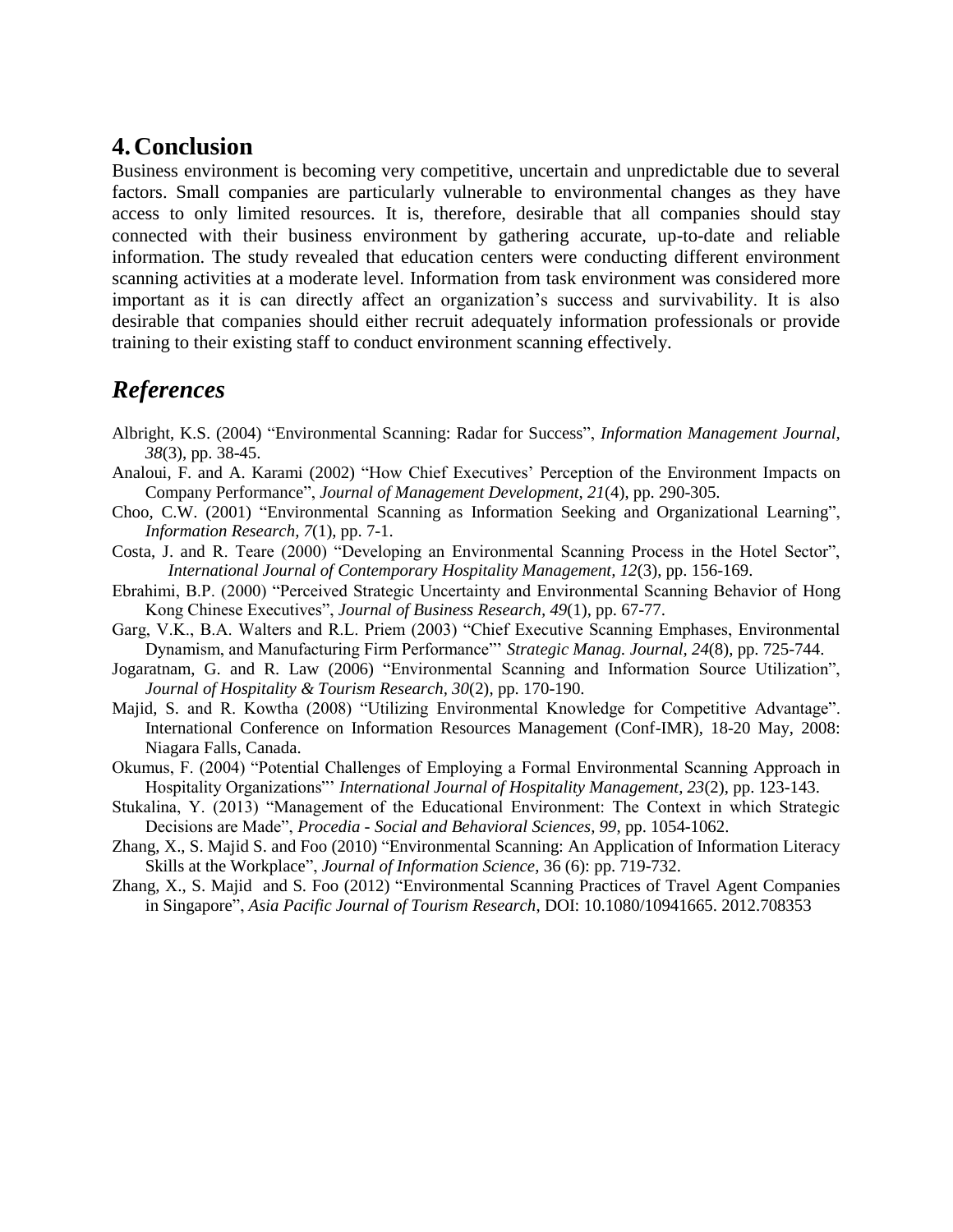## 4. Conclusion

Business environment is becoming very competitive, uncertain and unpredictable due to several factors. Small companies are particularly vulnerable to environmental changes as they have access to only limited resources. It is, therefore, desirable that all companies should stay connected with their business environment by gathering accurate, up-to-date and reliable information. The study revealed that education centers were conducting different environment scanning activities at a moderate level. Information from task environment was considered more important as it is can directly affect an organization's success and survivability. It is also desirable that companies should either recruit adequately information professionals or provide training to their existing staff to conduct environment scanning effectively.

## *References*

Albright, K.S. (2004) "Environmental Scanning: Radar for Success", *Information Management Journal, 38*(3), pp. 38-45.

Analoui, F. and A. Karami (2002) "How Chief Executives' Perception of the Environment Impacts on Company Performance", *Journal of Management Development, 21*(4), pp. 290-305.

Choo, C.W. (2001) "Environmental Scanning as Information Seeking and Organizational Learning", *Information Research, 7*(1), pp. 7-1.

Costa, J. and R. Teare (2000) "Developing an Environmental Scanning Process in the Hotel Sector", *International Journal of Contemporary Hospitality Management, 12*(3), pp. 156-169.

Ebrahimi, B.P. (2000) "Perceived Strategic Uncertainty and Environmental Scanning Behavior of Hong Kong Chinese Executives", *Journal of Business Research, 49*(1), pp. 67-77.

Garg, V.K., B.A. Walters and R.L. Priem (2003) "Chief Executive Scanning Emphases, Environmental Dynamism, and Manufacturing Firm Performance"' *Strategic Manag. Journal, 24*(8), pp. 725-744.

Jogaratnam, G. and R. Law (2006) "Environmental Scanning and Information Source Utilization", *Journal of Hospitality & Tourism Research, 30*(2), pp. 170-190.

Majid, S. and R. Kowtha (2008) "Utilizing Environmental Knowledge for Competitive Advantage". International Conference on Information Resources Management (Conf-IMR), 18-20 May, 2008: Niagara Falls, Canada.

Okumus, F. (2004) "Potential Challenges of Employing a Formal Environmental Scanning Approach in Hospitality Organizations"' *International Journal of Hospitality Management, 23*(2), pp. 123-143.

Stukalina, Y. (2013) "Management of the Educational Environment: The Context in which Strategic Decisions are Made", *Procedia - Social and Behavioral Sciences, 99*, pp. 1054-1062.

Zhang, X., S. Majid S. and Foo (2010) "Environmental Scanning: An Application of Information Literacy Skills at the Workplace", *Journal of Information Science,* 36 (6): pp. 719-732.

Zhang, X., S. Majid and S. Foo (2012) "Environmental Scanning Practices of Travel Agent Companies in Singapore", *Asia Pacific Journal of Tourism Research*, DOI: 10.1080/10941665. 2012.708353